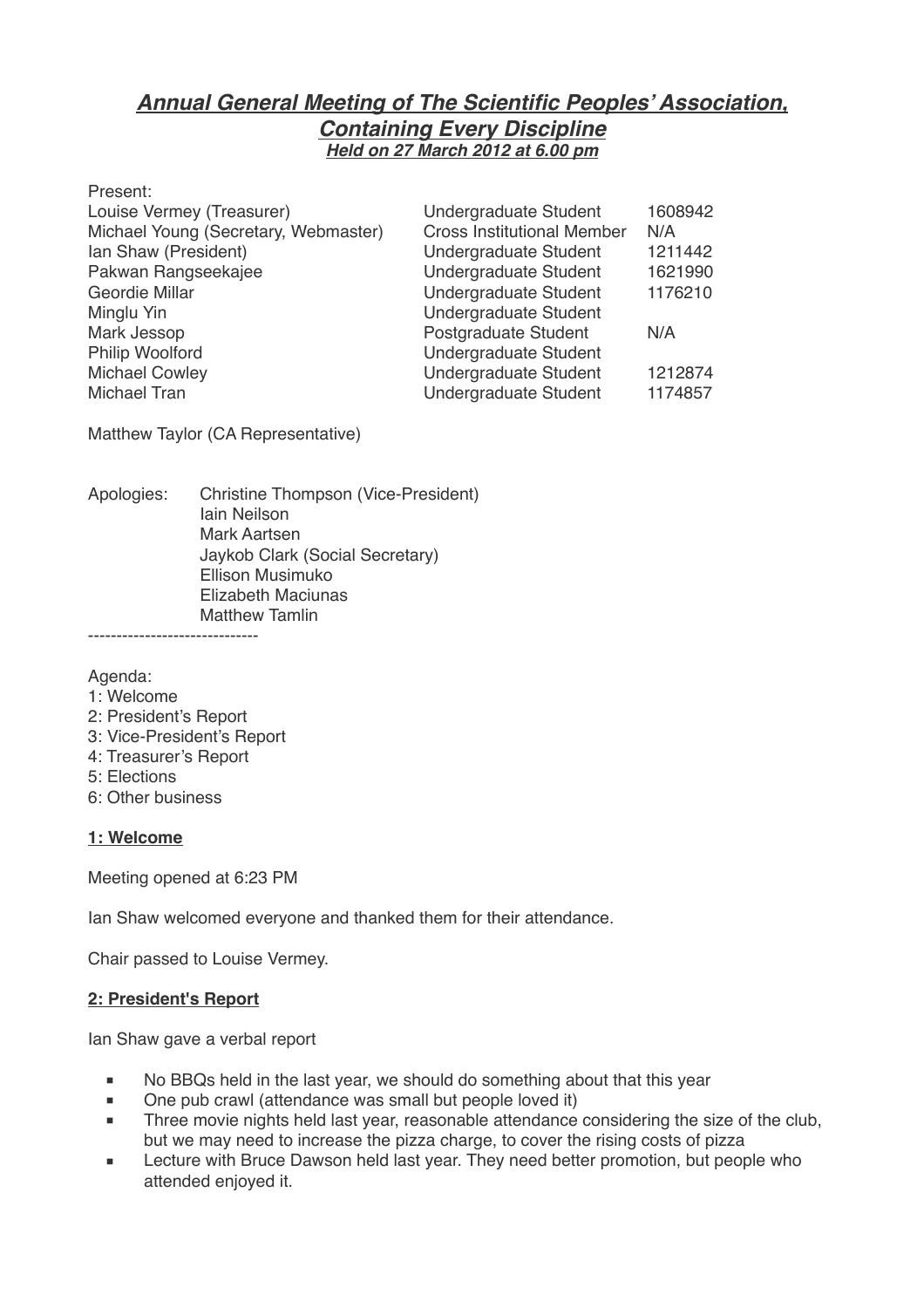# ***Annual General Meeting of The Scientific Peoples' Association, Containing Every Discipline***

***Held on 27 March 2012 at 6.00 pm***

Present:

| | | |
|---|---|---|
| Louise Vermey (Treasurer) | Undergraduate Student | 1608942 |
| Michael Young (Secretary, Webmaster) | Cross Institutional Member | N/A |
| Ian Shaw (President) | Undergraduate Student | 1211442 |
| Pakwan Rangseekajee | Undergraduate Student | 1621990 |
| Geordie Millar | Undergraduate Student | 1176210 |
| Minglu Yin | Undergraduate Student | |
| Mark Jessop | Postgraduate Student | N/A |
| Philip Woolford | Undergraduate Student | |
| Michael Cowley | Undergraduate Student | 1212874 |
| Michael Tran | Undergraduate Student | 1174857 |

Matthew Taylor (CA Representative)

Apologies: Christine Thompson (Vice-President)
Iain Neilson
Mark Aartsen
Jaykob Clark (Social Secretary)
Ellison Musimuko
Elizabeth Maciunas
Matthew Tamlin

------------------------------

Agenda:
1: Welcome
2: President's Report
3: Vice-President's Report
4: Treasurer's Report
5: Elections
6: Other business

**1: Welcome**

Meeting opened at 6:23 PM

Ian Shaw welcomed everyone and thanked them for their attendance.

Chair passed to Louise Vermey.

**2: President's Report**

Ian Shaw gave a verbal report

- No BBQs held in the last year, we should do something about that this year
- One pub crawl (attendance was small but people loved it)
- Three movie nights held last year, reasonable attendance considering the size of the club, but we may need to increase the pizza charge, to cover the rising costs of pizza
- Lecture with Bruce Dawson held last year. They need better promotion, but people who attended enjoyed it.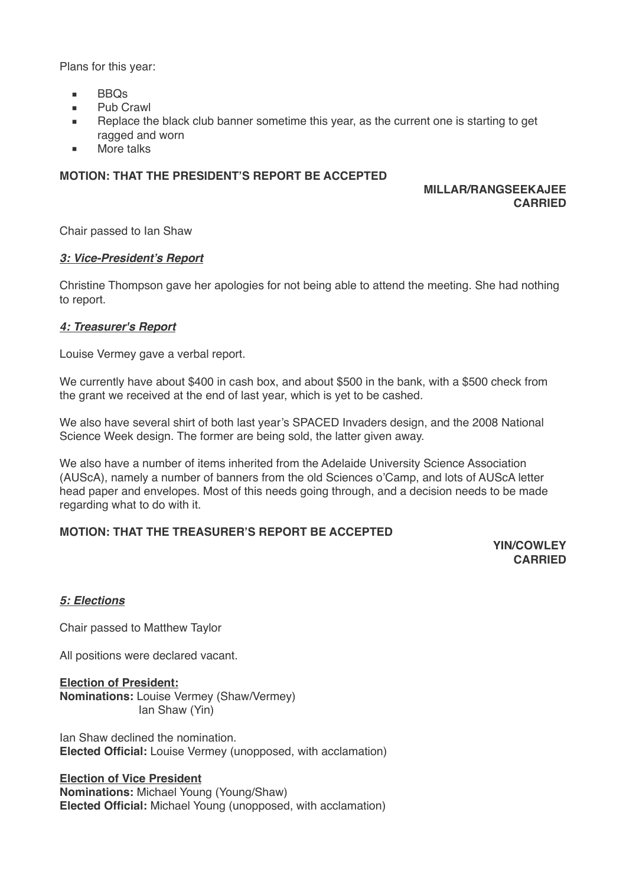Plans for this year:

- BBQs
- Pub Crawl
- Replace the black club banner sometime this year, as the current one is starting to get ragged and worn
- More talks

**MOTION: THAT THE PRESIDENT'S REPORT BE ACCEPTED**

**MILLAR/RANGSEEKAJEE**
**CARRIED**

Chair passed to Ian Shaw

***3: Vice-President's Report***

Christine Thompson gave her apologies for not being able to attend the meeting. She had nothing to report.

***4: Treasurer's Report***

Louise Vermey gave a verbal report.

We currently have about $400 in cash box, and about $500 in the bank, with a $500 check from the grant we received at the end of last year, which is yet to be cashed.

We also have several shirt of both last year's SPACED Invaders design, and the 2008 National Science Week design. The former are being sold, the latter given away.

We also have a number of items inherited from the Adelaide University Science Association (AUScA), namely a number of banners from the old Sciences o'Camp, and lots of AUScA letter head paper and envelopes. Most of this needs going through, and a decision needs to be made regarding what to do with it.

**MOTION: THAT THE TREASURER'S REPORT BE ACCEPTED**

**YIN/COWLEY**
**CARRIED**

***5: Elections***

Chair passed to Matthew Taylor

All positions were declared vacant.

**Election of President:**
**Nominations:** Louise Vermey (Shaw/Vermey)
Ian Shaw (Yin)

Ian Shaw declined the nomination.
**Elected Official:** Louise Vermey (unopposed, with acclamation)

**Election of Vice President**
**Nominations:** Michael Young (Young/Shaw)
**Elected Official:** Michael Young (unopposed, with acclamation)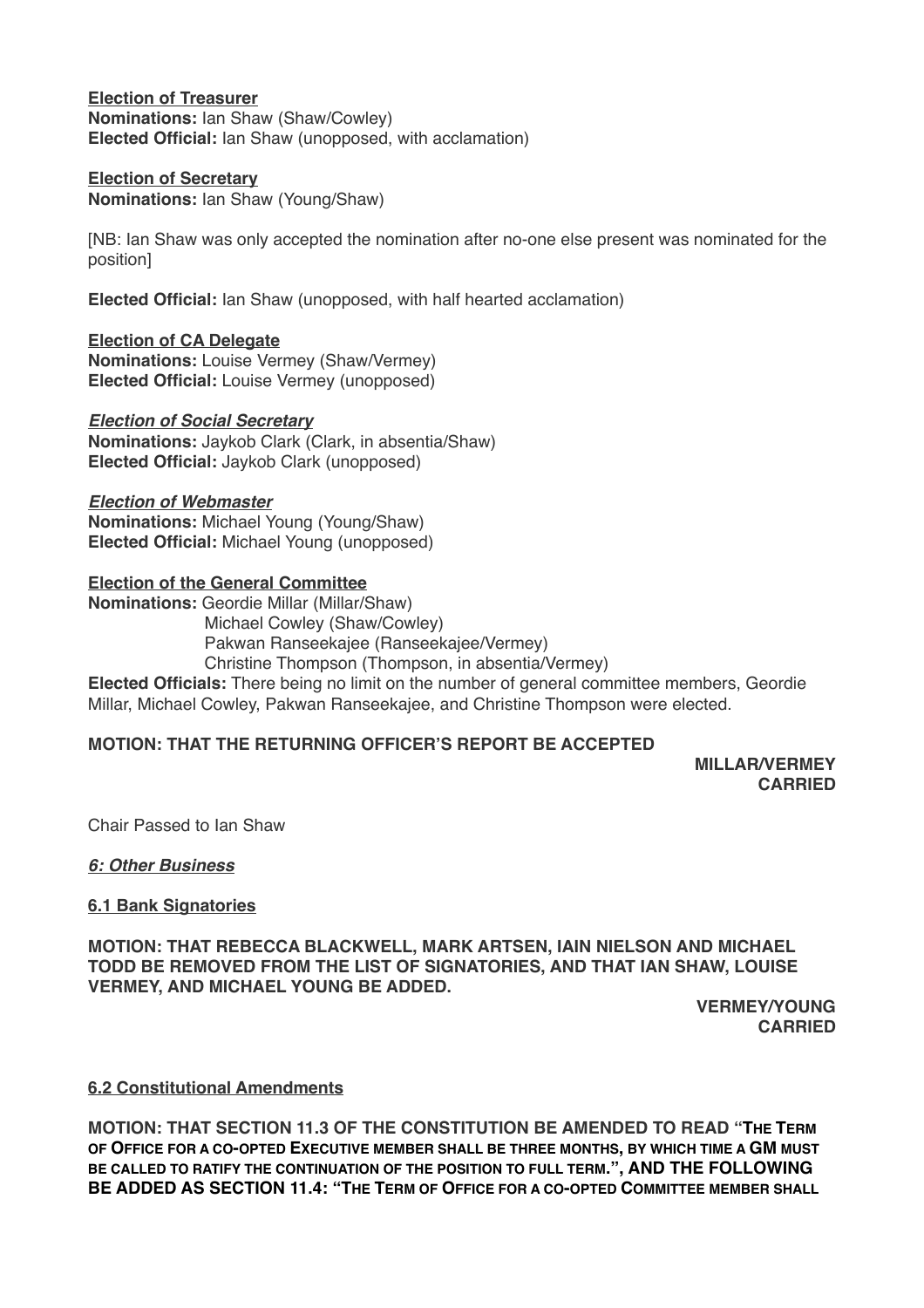**Election of Treasurer**
**Nominations:** Ian Shaw (Shaw/Cowley)
**Elected Official:** Ian Shaw (unopposed, with acclamation)

**Election of Secretary**
**Nominations:** Ian Shaw (Young/Shaw)

[NB: Ian Shaw was only accepted the nomination after no-one else present was nominated for the position]

**Elected Official:** Ian Shaw (unopposed, with half hearted acclamation)

**Election of CA Delegate**
**Nominations:** Louise Vermey (Shaw/Vermey)
**Elected Official:** Louise Vermey (unopposed)

***Election of Social Secretary***
**Nominations:** Jaykob Clark (Clark, in absentia/Shaw)
**Elected Official:** Jaykob Clark (unopposed)

***Election of Webmaster***
**Nominations:** Michael Young (Young/Shaw)
**Elected Official:** Michael Young (unopposed)

**Election of the General Committee**
**Nominations:** Geordie Millar (Millar/Shaw)
Michael Cowley (Shaw/Cowley)
Pakwan Ranseekajee (Ranseekajee/Vermey)
Christine Thompson (Thompson, in absentia/Vermey)
**Elected Officials:** There being no limit on the number of general committee members, Geordie Millar, Michael Cowley, Pakwan Ranseekajee, and Christine Thompson were elected.

**MOTION: THAT THE RETURNING OFFICER'S REPORT BE ACCEPTED**

**MILLAR/VERMEY**
**CARRIED**

Chair Passed to Ian Shaw

***6: Other Business***

**6.1 Bank Signatories**

**MOTION: THAT REBECCA BLACKWELL, MARK ARTSEN, IAIN NIELSON AND MICHAEL TODD BE REMOVED FROM THE LIST OF SIGNATORIES, AND THAT IAN SHAW, LOUISE VERMEY, AND MICHAEL YOUNG BE ADDED.**

**VERMEY/YOUNG**
**CARRIED**

**6.2 Constitutional Amendments**

**MOTION: THAT SECTION 11.3 OF THE CONSTITUTION BE AMENDED TO READ "THE TERM OF OFFICE FOR A CO-OPTED EXECUTIVE MEMBER SHALL BE THREE MONTHS, BY WHICH TIME A GM MUST BE CALLED TO RATIFY THE CONTINUATION OF THE POSITION TO FULL TERM.", AND THE FOLLOWING BE ADDED AS SECTION 11.4: "THE TERM OF OFFICE FOR A CO-OPTED COMMITTEE MEMBER SHALL**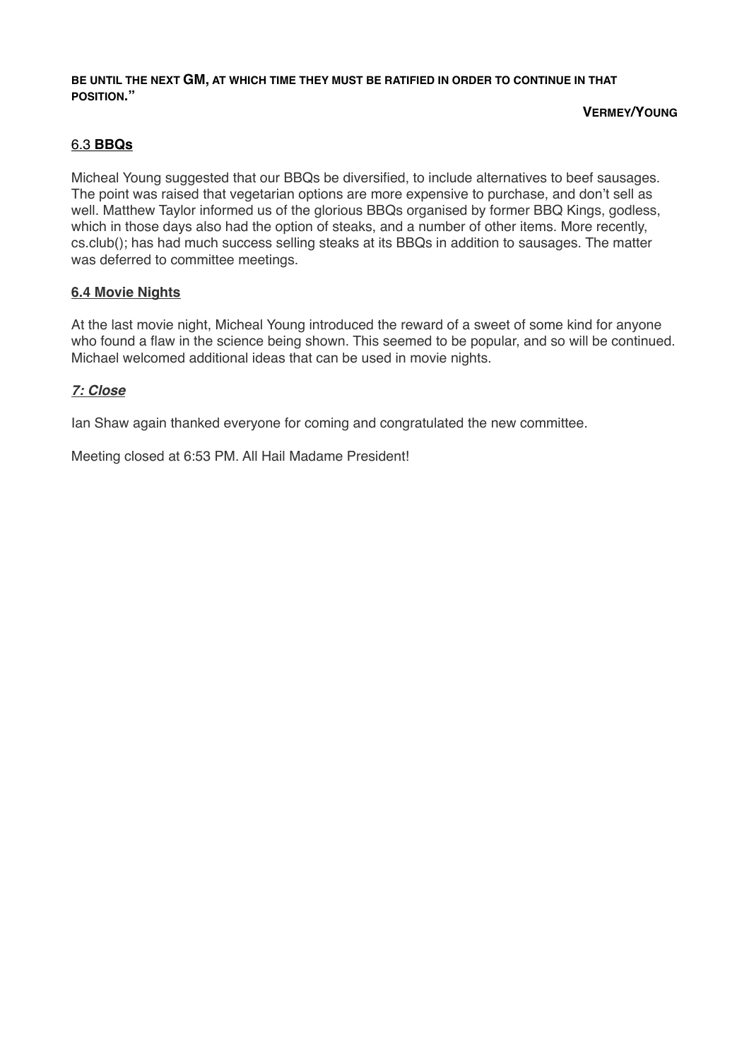**BE UNTIL THE NEXT GM, AT WHICH TIME THEY MUST BE RATIFIED IN ORDER TO CONTINUE IN THAT POSITION."**

**VERMEY/YOUNG**

### 6.3 **BBQs**

Micheal Young suggested that our BBQs be diversified, to include alternatives to beef sausages. The point was raised that vegetarian options are more expensive to purchase, and don't sell as well. Matthew Taylor informed us of the glorious BBQs organised by former BBQ Kings, godless, which in those days also had the option of steaks, and a number of other items. More recently, cs.club(); has had much success selling steaks at its BBQs in addition to sausages. The matter was deferred to committee meetings.

### **6.4 Movie Nights**

At the last movie night, Micheal Young introduced the reward of a sweet of some kind for anyone who found a flaw in the science being shown. This seemed to be popular, and so will be continued. Michael welcomed additional ideas that can be used in movie nights.

## ***7: Close***

Ian Shaw again thanked everyone for coming and congratulated the new committee.

Meeting closed at 6:53 PM. All Hail Madame President!